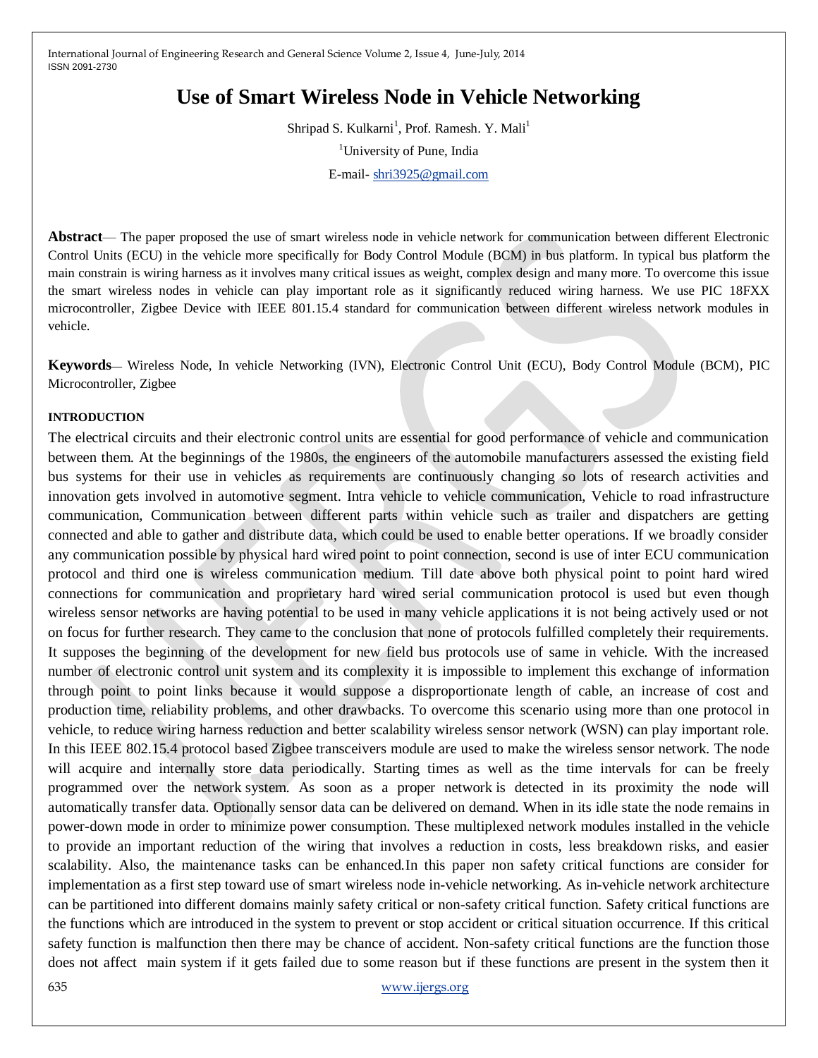# Use of Smart Wireless Node in Vehicle Networking

Shripad S. Kulkarni[1], Prof. Ramesh. Y. Mali[1]

[1]University of Pune, India

E-mail- shri3925@gmail.com

**Abstract**— The paper proposed the use of smart wireless node in vehicle network for communication between different Electronic Control Units (ECU) in the vehicle more specifically for Body Control Module (BCM) in bus platform. In typical bus platform the main constrain is wiring harness as it involves many critical issues as weight, complex design and many more. To overcome this issue the smart wireless nodes in vehicle can play important role as it significantly reduced wiring harness. We use PIC 18FXX microcontroller, Zigbee Device with IEEE 801.15.4 standard for communication between different wireless network modules in vehicle.

**Keywords**— Wireless Node, In vehicle Networking (IVN), Electronic Control Unit (ECU), Body Control Module (BCM), PIC Microcontroller, Zigbee

## INTRODUCTION

The electrical circuits and their electronic control units are essential for good performance of vehicle and communication between them. At the beginnings of the 1980s, the engineers of the automobile manufacturers assessed the existing field bus systems for their use in vehicles as requirements are continuously changing so lots of research activities and innovation gets involved in automotive segment. Intra vehicle to vehicle communication, Vehicle to road infrastructure communication, Communication between different parts within vehicle such as trailer and dispatchers are getting connected and able to gather and distribute data, which could be used to enable better operations. If we broadly consider any communication possible by physical hard wired point to point connection, second is use of inter ECU communication protocol and third one is wireless communication medium. Till date above both physical point to point hard wired connections for communication and proprietary hard wired serial communication protocol is used but even though wireless sensor networks are having potential to be used in many vehicle applications it is not being actively used or not on focus for further research. They came to the conclusion that none of protocols fulfilled completely their requirements. It supposes the beginning of the development for new field bus protocols use of same in vehicle. With the increased number of electronic control unit system and its complexity it is impossible to implement this exchange of information through point to point links because it would suppose a disproportionate length of cable, an increase of cost and production time, reliability problems, and other drawbacks. To overcome this scenario using more than one protocol in vehicle, to reduce wiring harness reduction and better scalability wireless sensor network (WSN) can play important role. In this IEEE 802.15.4 protocol based Zigbee transceivers module are used to make the wireless sensor network. The node will acquire and internally store data periodically. Starting times as well as the time intervals for can be freely programmed over the network system. As soon as a proper network is detected in its proximity the node will automatically transfer data. Optionally sensor data can be delivered on demand. When in its idle state the node remains in power-down mode in order to minimize power consumption. These multiplexed network modules installed in the vehicle to provide an important reduction of the wiring that involves a reduction in costs, less breakdown risks, and easier scalability. Also, the maintenance tasks can be enhanced.In this paper non safety critical functions are consider for implementation as a first step toward use of smart wireless node in-vehicle networking. As in-vehicle network architecture can be partitioned into different domains mainly safety critical or non-safety critical function. Safety critical functions are the functions which are introduced in the system to prevent or stop accident or critical situation occurrence. If this critical safety function is malfunction then there may be chance of accident. Non-safety critical functions are the function those does not affect main system if it gets failed due to some reason but if these functions are present in the system then it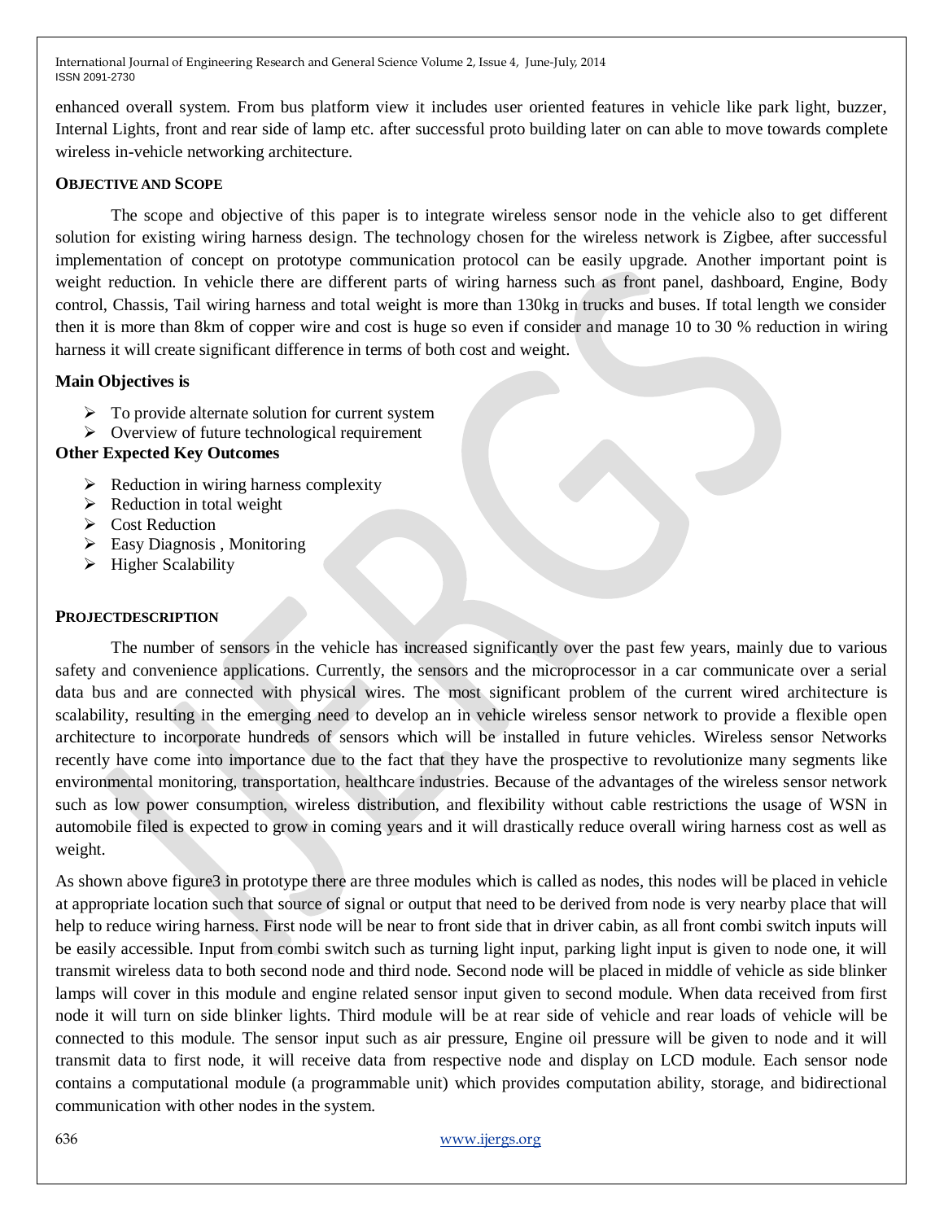enhanced overall system. From bus platform view it includes user oriented features in vehicle like park light, buzzer, Internal Lights, front and rear side of lamp etc. after successful proto building later on can able to move towards complete wireless in-vehicle networking architecture.

### OBJECTIVE AND SCOPE

The scope and objective of this paper is to integrate wireless sensor node in the vehicle also to get different solution for existing wiring harness design. The technology chosen for the wireless network is Zigbee, after successful implementation of concept on prototype communication protocol can be easily upgrade. Another important point is weight reduction. In vehicle there are different parts of wiring harness such as front panel, dashboard, Engine, Body control, Chassis, Tail wiring harness and total weight is more than 130kg in trucks and buses. If total length we consider then it is more than 8km of copper wire and cost is huge so even if consider and manage 10 to 30 % reduction in wiring harness it will create significant difference in terms of both cost and weight.

**Main Objectives is**

- To provide alternate solution for current system
- Overview of future technological requirement

**Other Expected Key Outcomes**

- Reduction in wiring harness complexity
- Reduction in total weight
- Cost Reduction
- Easy Diagnosis , Monitoring
- Higher Scalability

### PROJECTDESCRIPTION

The number of sensors in the vehicle has increased significantly over the past few years, mainly due to various safety and convenience applications. Currently, the sensors and the microprocessor in a car communicate over a serial data bus and are connected with physical wires. The most significant problem of the current wired architecture is scalability, resulting in the emerging need to develop an in vehicle wireless sensor network to provide a flexible open architecture to incorporate hundreds of sensors which will be installed in future vehicles. Wireless sensor Networks recently have come into importance due to the fact that they have the prospective to revolutionize many segments like environmental monitoring, transportation, healthcare industries. Because of the advantages of the wireless sensor network such as low power consumption, wireless distribution, and flexibility without cable restrictions the usage of WSN in automobile filed is expected to grow in coming years and it will drastically reduce overall wiring harness cost as well as weight.

As shown above figure3 in prototype there are three modules which is called as nodes, this nodes will be placed in vehicle at appropriate location such that source of signal or output that need to be derived from node is very nearby place that will help to reduce wiring harness. First node will be near to front side that in driver cabin, as all front combi switch inputs will be easily accessible. Input from combi switch such as turning light input, parking light input is given to node one, it will transmit wireless data to both second node and third node. Second node will be placed in middle of vehicle as side blinker lamps will cover in this module and engine related sensor input given to second module. When data received from first node it will turn on side blinker lights. Third module will be at rear side of vehicle and rear loads of vehicle will be connected to this module. The sensor input such as air pressure, Engine oil pressure will be given to node and it will transmit data to first node, it will receive data from respective node and display on LCD module. Each sensor node contains a computational module (a programmable unit) which provides computation ability, storage, and bidirectional communication with other nodes in the system.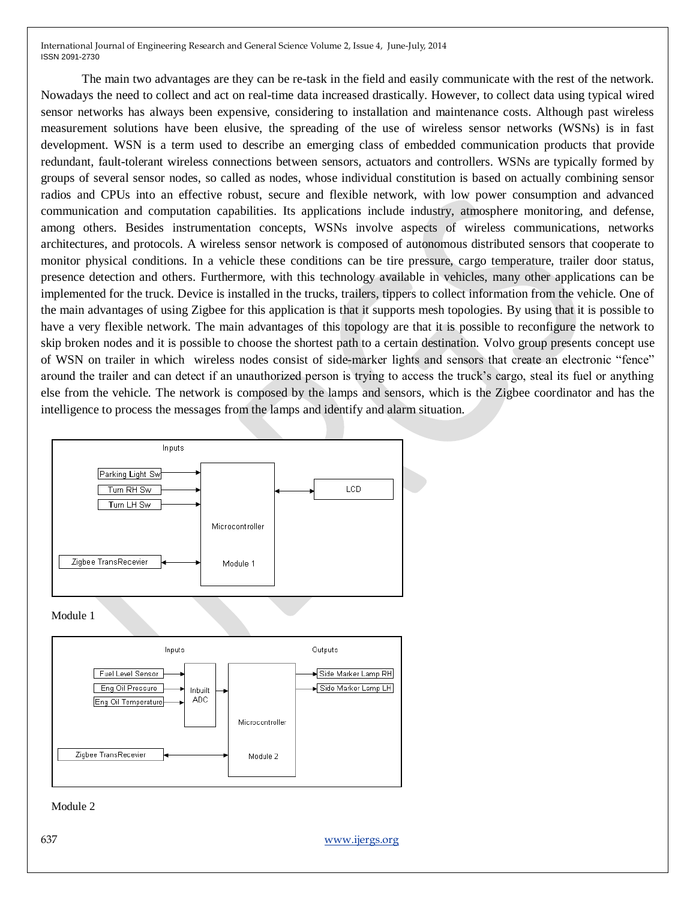The main two advantages are they can be re-task in the field and easily communicate with the rest of the network. Nowadays the need to collect and act on real-time data increased drastically. However, to collect data using typical wired sensor networks has always been expensive, considering to installation and maintenance costs. Although past wireless measurement solutions have been elusive, the spreading of the use of wireless sensor networks (WSNs) is in fast development. WSN is a term used to describe an emerging class of embedded communication products that provide redundant, fault-tolerant wireless connections between sensors, actuators and controllers. WSNs are typically formed by groups of several sensor nodes, so called as nodes, whose individual constitution is based on actually combining sensor radios and CPUs into an effective robust, secure and flexible network, with low power consumption and advanced communication and computation capabilities. Its applications include industry, atmosphere monitoring, and defense, among others. Besides instrumentation concepts, WSNs involve aspects of wireless communications, networks architectures, and protocols. A wireless sensor network is composed of autonomous distributed sensors that cooperate to monitor physical conditions. In a vehicle these conditions can be tire pressure, cargo temperature, trailer door status, presence detection and others. Furthermore, with this technology available in vehicles, many other applications can be implemented for the truck. Device is installed in the trucks, trailers, tippers to collect information from the vehicle. One of the main advantages of using Zigbee for this application is that it supports mesh topologies. By using that it is possible to have a very flexible network. The main advantages of this topology are that it is possible to reconfigure the network to skip broken nodes and it is possible to choose the shortest path to a certain destination. Volvo group presents concept use of WSN on trailer in which wireless nodes consist of side-marker lights and sensors that create an electronic "fence" around the trailer and can detect if an unauthorized person is trying to access the truck's cargo, steal its fuel or anything else from the vehicle. The network is composed by the lamps and sensors, which is the Zigbee coordinator and has the intelligence to process the messages from the lamps and identify and alarm situation.

Inputs

Parking Light Sw

Turn RH Sw

Turn LH Sw

Microcontroller

Module 1

LCD

Zigbee TransRecevier

Module 1

Inputs

Outputs

Fuel Level Sensor

Eng Oil Pressure

Eng Oil Temperature

Inbuilt ADC

Microcontroller

Module 2

Side Marker Lamp RH

Side Marker Lamp LH

Zigbee TransRecevier

Module 2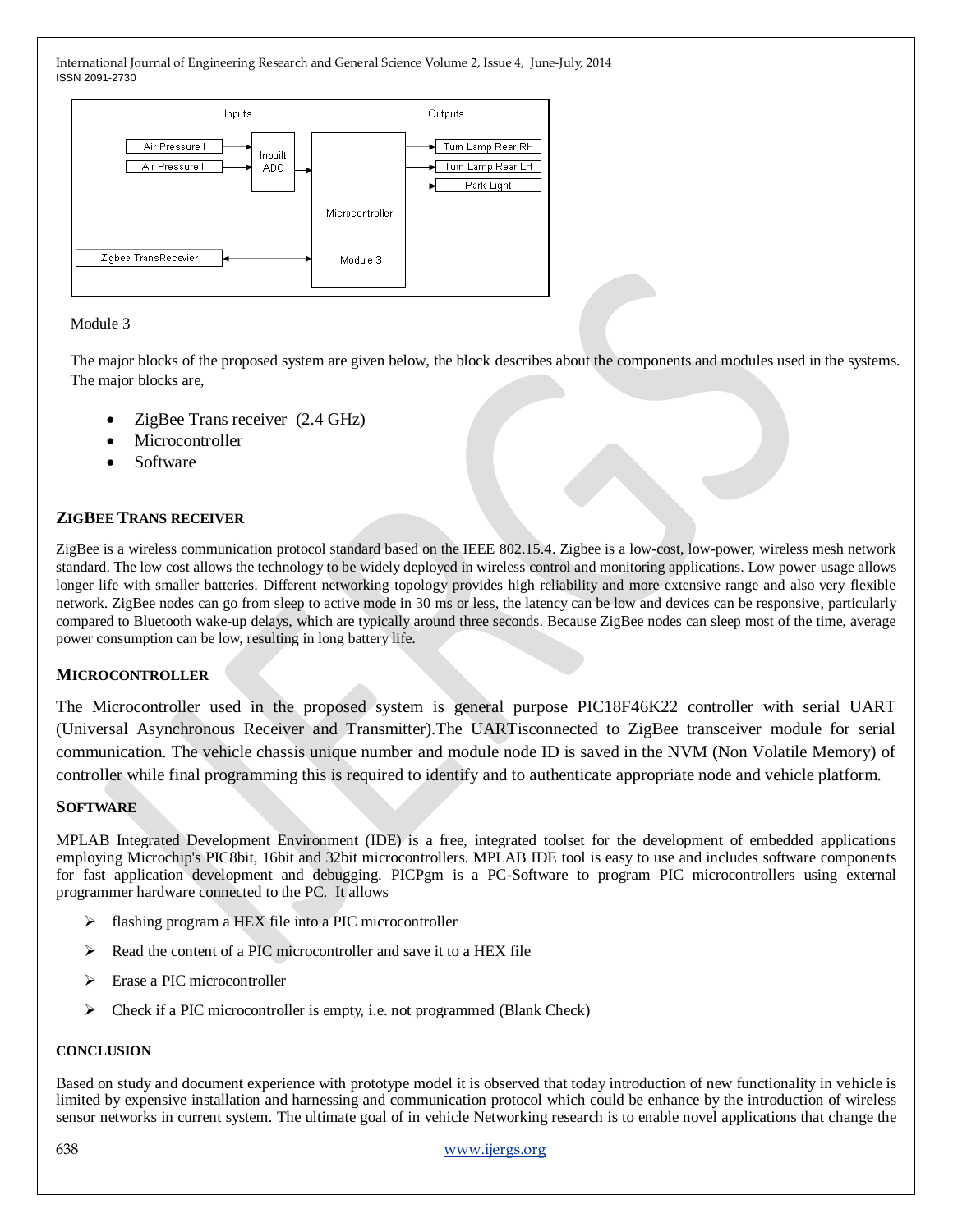Inputs

Outputs

Air Pressure I

Air Pressure II

Inbuilt ADC

Microcontroller

Module 3

Turn Lamp Rear RH

Turn Lamp Rear LH

Park Light

Zigbee TransRecevier

Module 3

The major blocks of the proposed system are given below, the block describes about the components and modules used in the systems. The major blocks are,

- ZigBee Trans receiver (2.4 GHz)
- Microcontroller
- Software

## ZIGBEE TRANS RECEIVER

ZigBee is a wireless communication protocol standard based on the IEEE 802.15.4. Zigbee is a low-cost, low-power, wireless mesh network standard. The low cost allows the technology to be widely deployed in wireless control and monitoring applications. Low power usage allows longer life with smaller batteries. Different networking topology provides high reliability and more extensive range and also very flexible network. ZigBee nodes can go from sleep to active mode in 30 ms or less, the latency can be low and devices can be responsive, particularly compared to Bluetooth wake-up delays, which are typically around three seconds. Because ZigBee nodes can sleep most of the time, average power consumption can be low, resulting in long battery life.

## MICROCONTROLLER

The Microcontroller used in the proposed system is general purpose PIC18F46K22 controller with serial UART (Universal Asynchronous Receiver and Transmitter).The UARTisconnected to ZigBee transceiver module for serial communication. The vehicle chassis unique number and module node ID is saved in the NVM (Non Volatile Memory) of controller while final programming this is required to identify and to authenticate appropriate node and vehicle platform.

## SOFTWARE

MPLAB Integrated Development Environment (IDE) is a free, integrated toolset for the development of embedded applications employing Microchip's PIC8bit, 16bit and 32bit microcontrollers. MPLAB IDE tool is easy to use and includes software components for fast application development and debugging. PICPgm is a PC-Software to program PIC microcontrollers using external programmer hardware connected to the PC. It allows

- flashing program a HEX file into a PIC microcontroller
- Read the content of a PIC microcontroller and save it to a HEX file
- Erase a PIC microcontroller
- Check if a PIC microcontroller is empty, i.e. not programmed (Blank Check)

## CONCLUSION

Based on study and document experience with prototype model it is observed that today introduction of new functionality in vehicle is limited by expensive installation and harnessing and communication protocol which could be enhance by the introduction of wireless sensor networks in current system. The ultimate goal of in vehicle Networking research is to enable novel applications that change the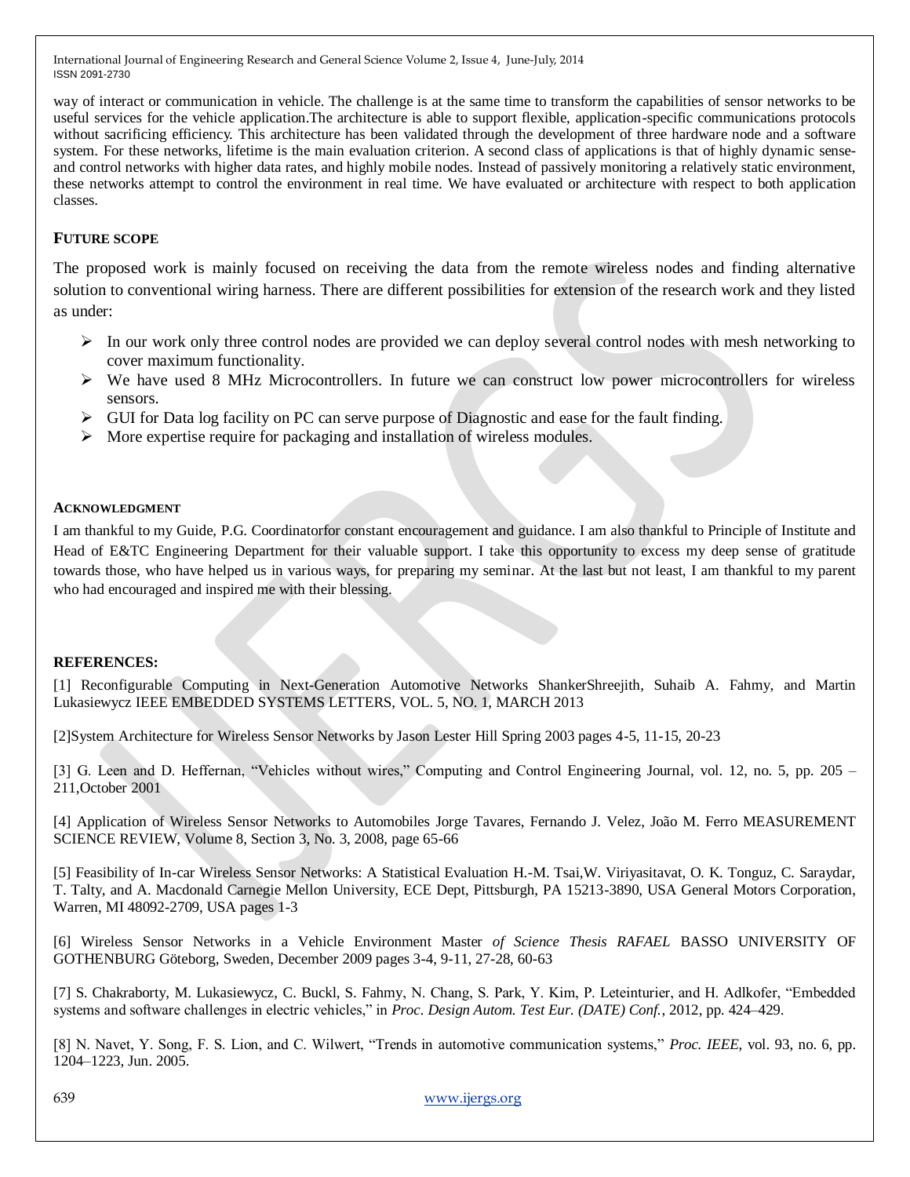way of interact or communication in vehicle. The challenge is at the same time to transform the capabilities of sensor networks to be useful services for the vehicle application.The architecture is able to support flexible, application-specific communications protocols without sacrificing efficiency. This architecture has been validated through the development of three hardware node and a software system. For these networks, lifetime is the main evaluation criterion. A second class of applications is that of highly dynamic sense-and control networks with higher data rates, and highly mobile nodes. Instead of passively monitoring a relatively static environment, these networks attempt to control the environment in real time. We have evaluated or architecture with respect to both application classes.

## FUTURE SCOPE

The proposed work is mainly focused on receiving the data from the remote wireless nodes and finding alternative solution to conventional wiring harness. There are different possibilities for extension of the research work and they listed as under:

- In our work only three control nodes are provided we can deploy several control nodes with mesh networking to cover maximum functionality.
- We have used 8 MHz Microcontrollers. In future we can construct low power microcontrollers for wireless sensors.
- GUI for Data log facility on PC can serve purpose of Diagnostic and ease for the fault finding.
- More expertise require for packaging and installation of wireless modules.

## ACKNOWLEDGMENT

I am thankful to my Guide, P.G. Coordinatorfor constant encouragement and guidance. I am also thankful to Principle of Institute and Head of E&TC Engineering Department for their valuable support. I take this opportunity to excess my deep sense of gratitude towards those, who have helped us in various ways, for preparing my seminar. At the last but not least, I am thankful to my parent who had encouraged and inspired me with their blessing.

## REFERENCES:

[1] Reconfigurable Computing in Next-Generation Automotive Networks ShankerShreejith, Suhaib A. Fahmy, and Martin Lukasiewycz IEEE EMBEDDED SYSTEMS LETTERS, VOL. 5, NO. 1, MARCH 2013

[2]System Architecture for Wireless Sensor Networks by Jason Lester Hill Spring 2003 pages 4-5, 11-15, 20-23

[3] G. Leen and D. Heffernan, “Vehicles without wires,” Computing and Control Engineering Journal, vol. 12, no. 5, pp. 205 – 211,October 2001

[4] Application of Wireless Sensor Networks to Automobiles Jorge Tavares, Fernando J. Velez, João M. Ferro MEASUREMENT SCIENCE REVIEW, Volume 8, Section 3, No. 3, 2008, page 65-66

[5] Feasibility of In-car Wireless Sensor Networks: A Statistical Evaluation H.-M. Tsai,W. Viriyasitavat, O. K. Tonguz, C. Saraydar, T. Talty, and A. Macdonald Carnegie Mellon University, ECE Dept, Pittsburgh, PA 15213-3890, USA General Motors Corporation, Warren, MI 48092-2709, USA pages 1-3

[6] Wireless Sensor Networks in a Vehicle Environment Master *of Science Thesis RAFAEL* BASSO UNIVERSITY OF GOTHENBURG Göteborg, Sweden, December 2009 pages 3-4, 9-11, 27-28, 60-63

[7] S. Chakraborty, M. Lukasiewycz, C. Buckl, S. Fahmy, N. Chang, S. Park, Y. Kim, P. Leteinturier, and H. Adlkofer, “Embedded systems and software challenges in electric vehicles,” in *Proc. Design Autom. Test Eur. (DATE) Conf.*, 2012, pp. 424–429.

[8] N. Navet, Y. Song, F. S. Lion, and C. Wilwert, “Trends in automotive communication systems,” *Proc. IEEE*, vol. 93, no. 6, pp. 1204–1223, Jun. 2005.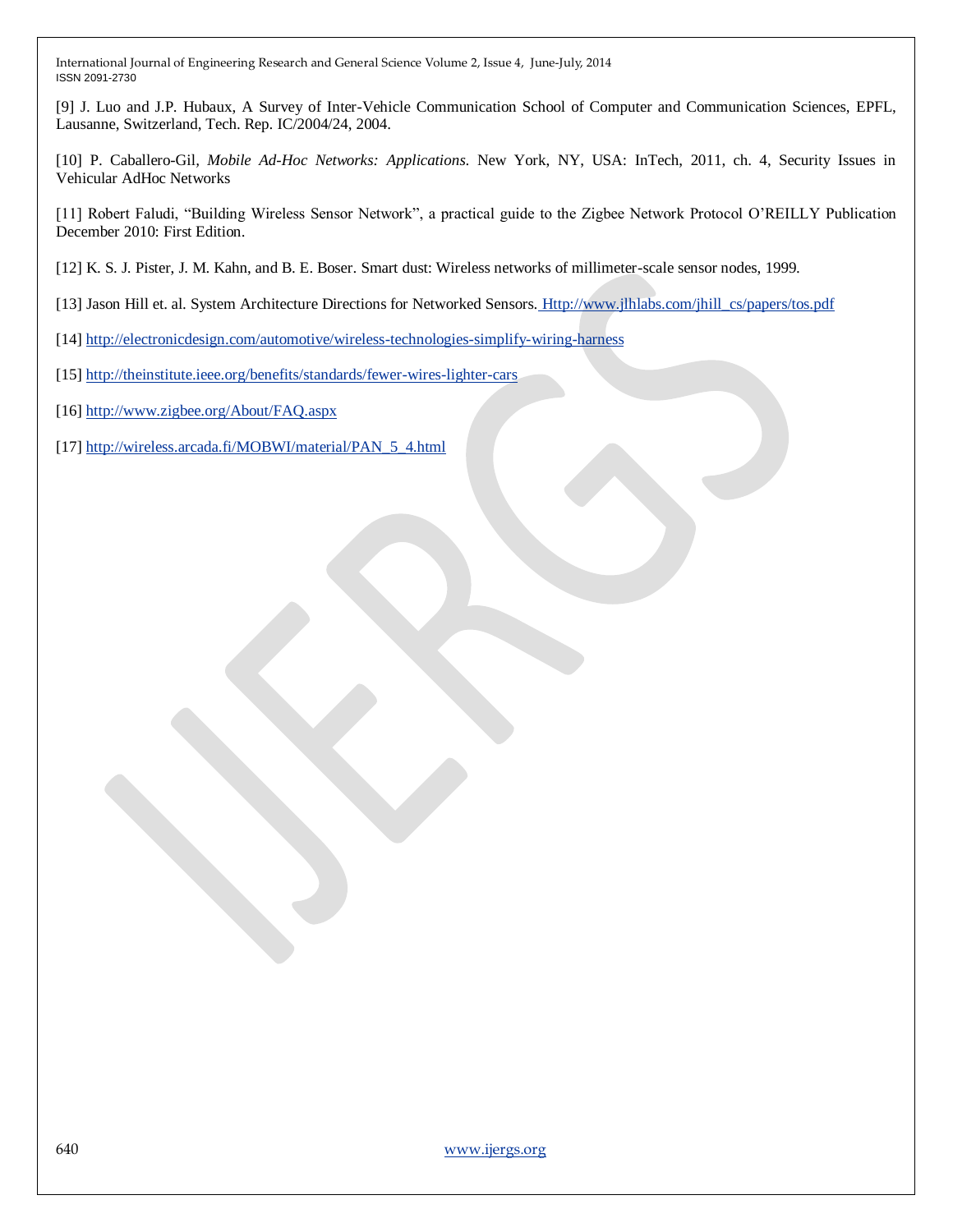[9] J. Luo and J.P. Hubaux, A Survey of Inter-Vehicle Communication School of Computer and Communication Sciences, EPFL, Lausanne, Switzerland, Tech. Rep. IC/2004/24, 2004.

[10] P. Caballero-Gil, *Mobile Ad-Hoc Networks: Applications*. New York, NY, USA: InTech, 2011, ch. 4, Security Issues in Vehicular AdHoc Networks

[11] Robert Faludi, "Building Wireless Sensor Network", a practical guide to the Zigbee Network Protocol O'REILLY Publication December 2010: First Edition.

[12] K. S. J. Pister, J. M. Kahn, and B. E. Boser. Smart dust: Wireless networks of millimeter-scale sensor nodes, 1999.

[13] Jason Hill et. al. System Architecture Directions for Networked Sensors. Http://www.jlhlabs.com/jhill_cs/papers/tos.pdf

[14] http://electronicdesign.com/automotive/wireless-technologies-simplify-wiring-harness

[15] http://theinstitute.ieee.org/benefits/standards/fewer-wires-lighter-cars

[16] http://www.zigbee.org/About/FAQ.aspx

[17] http://wireless.arcada.fi/MOBWI/material/PAN_5_4.html